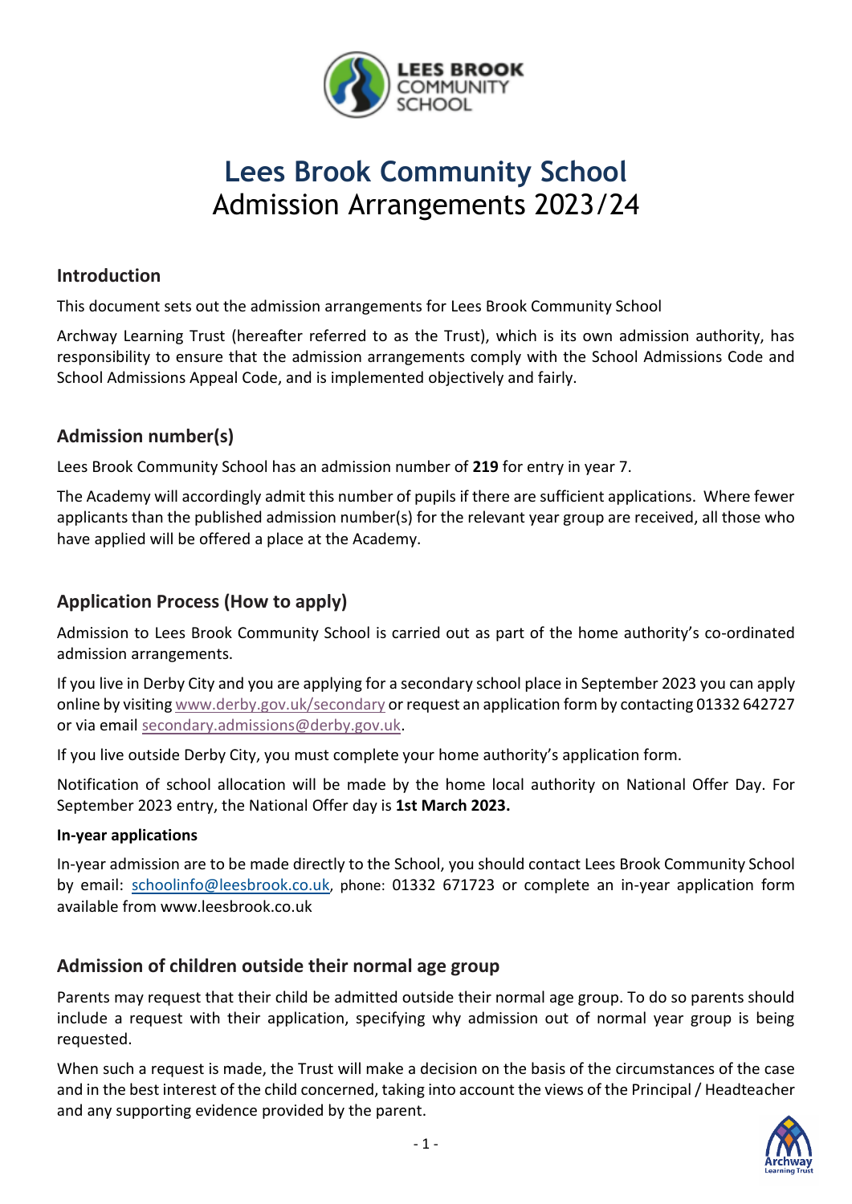# Lees Brook Community School
Admission Arrangements 2023/24

## Introduction

This document sets out the admission arrangements for Lees Brook Community School

Archway Learning Trust (hereafter referred to as the Trust), which is its own admission authority, has responsibility to ensure that the admission arrangements comply with the School Admissions Code and School Admissions Appeal Code, and is implemented objectively and fairly.

## Admission number(s)

Lees Brook Community School has an admission number of **219** for entry in year 7.

The Academy will accordingly admit this number of pupils if there are sufficient applications. Where fewer applicants than the published admission number(s) for the relevant year group are received, all those who have applied will be offered a place at the Academy.

## Application Process (How to apply)

Admission to Lees Brook Community School is carried out as part of the home authority's co-ordinated admission arrangements.

If you live in Derby City and you are applying for a secondary school place in September 2023 you can apply online by visiting www.derby.gov.uk/secondary or request an application form by contacting 01332 642727 or via email secondary.admissions@derby.gov.uk.

If you live outside Derby City, you must complete your home authority's application form.

Notification of school allocation will be made by the home local authority on National Offer Day. For September 2023 entry, the National Offer day is **1st March 2023.**

#### In-year applications

In-year admission are to be made directly to the School, you should contact Lees Brook Community School by email: schoolinfo@leesbrook.co.uk, phone: 01332 671723 or complete an in-year application form available from www.leesbrook.co.uk

## Admission of children outside their normal age group

Parents may request that their child be admitted outside their normal age group. To do so parents should include a request with their application, specifying why admission out of normal year group is being requested.

When such a request is made, the Trust will make a decision on the basis of the circumstances of the case and in the best interest of the child concerned, taking into account the views of the Principal / Headteacher and any supporting evidence provided by the parent.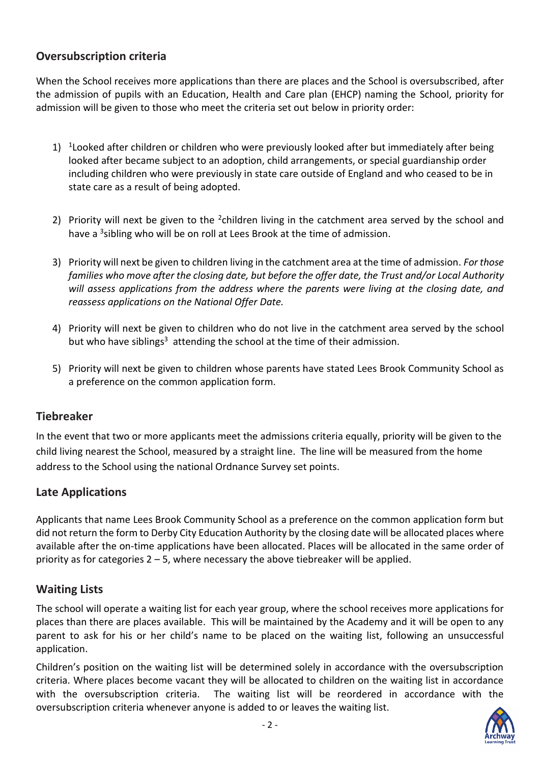## Oversubscription criteria

When the School receives more applications than there are places and the School is oversubscribed, after the admission of pupils with an Education, Health and Care plan (EHCP) naming the School, priority for admission will be given to those who meet the criteria set out below in priority order:

1) [1]Looked after children or children who were previously looked after but immediately after being looked after became subject to an adoption, child arrangements, or special guardianship order including children who were previously in state care outside of England and who ceased to be in state care as a result of being adopted.

2) Priority will next be given to the [2]children living in the catchment area served by the school and have a [3]sibling who will be on roll at Lees Brook at the time of admission.

3) Priority will next be given to children living in the catchment area at the time of admission. *For those families who move after the closing date, but before the offer date, the Trust and/or Local Authority will assess applications from the address where the parents were living at the closing date, and reassess applications on the National Offer Date.*

4) Priority will next be given to children who do not live in the catchment area served by the school but who have siblings[3] attending the school at the time of their admission.

5) Priority will next be given to children whose parents have stated Lees Brook Community School as a preference on the common application form.

## Tiebreaker

In the event that two or more applicants meet the admissions criteria equally, priority will be given to the child living nearest the School, measured by a straight line. The line will be measured from the home address to the School using the national Ordnance Survey set points.

## Late Applications

Applicants that name Lees Brook Community School as a preference on the common application form but did not return the form to Derby City Education Authority by the closing date will be allocated places where available after the on-time applications have been allocated. Places will be allocated in the same order of priority as for categories 2 – 5, where necessary the above tiebreaker will be applied.

## Waiting Lists

The school will operate a waiting list for each year group, where the school receives more applications for places than there are places available. This will be maintained by the Academy and it will be open to any parent to ask for his or her child's name to be placed on the waiting list, following an unsuccessful application.

Children's position on the waiting list will be determined solely in accordance with the oversubscription criteria. Where places become vacant they will be allocated to children on the waiting list in accordance with the oversubscription criteria. The waiting list will be reordered in accordance with the oversubscription criteria whenever anyone is added to or leaves the waiting list.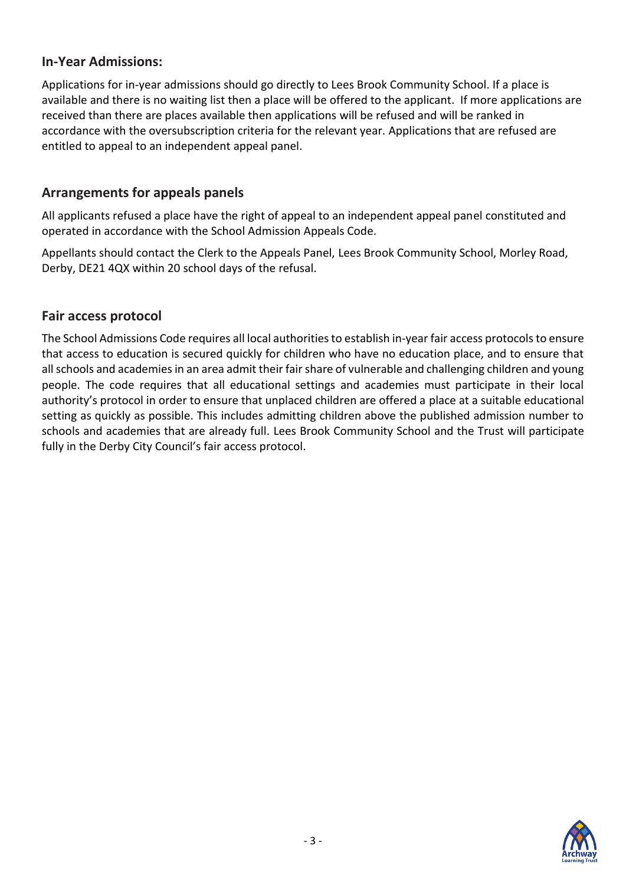## In-Year Admissions:

Applications for in-year admissions should go directly to Lees Brook Community School. If a place is available and there is no waiting list then a place will be offered to the applicant. If more applications are received than there are places available then applications will be refused and will be ranked in accordance with the oversubscription criteria for the relevant year. Applications that are refused are entitled to appeal to an independent appeal panel.

## Arrangements for appeals panels

All applicants refused a place have the right of appeal to an independent appeal panel constituted and operated in accordance with the School Admission Appeals Code.

Appellants should contact the Clerk to the Appeals Panel, Lees Brook Community School, Morley Road, Derby, DE21 4QX within 20 school days of the refusal.

## Fair access protocol

The School Admissions Code requires all local authorities to establish in-year fair access protocols to ensure that access to education is secured quickly for children who have no education place, and to ensure that all schools and academies in an area admit their fair share of vulnerable and challenging children and young people. The code requires that all educational settings and academies must participate in their local authority's protocol in order to ensure that unplaced children are offered a place at a suitable educational setting as quickly as possible. This includes admitting children above the published admission number to schools and academies that are already full. Lees Brook Community School and the Trust will participate fully in the Derby City Council's fair access protocol.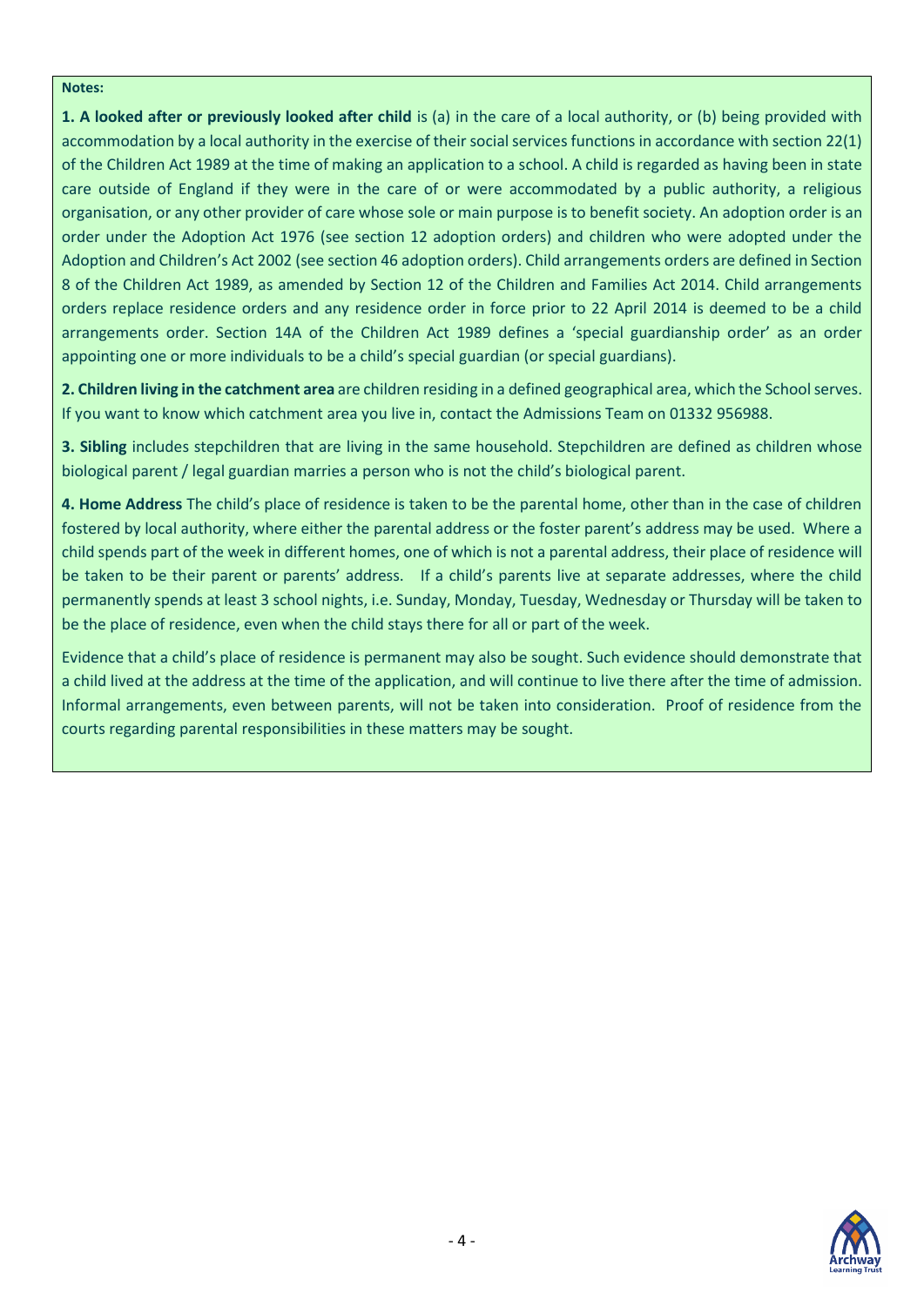**Notes:**

**1. A looked after or previously looked after child** is (a) in the care of a local authority, or (b) being provided with accommodation by a local authority in the exercise of their social services functions in accordance with section 22(1) of the Children Act 1989 at the time of making an application to a school. A child is regarded as having been in state care outside of England if they were in the care of or were accommodated by a public authority, a religious organisation, or any other provider of care whose sole or main purpose is to benefit society. An adoption order is an order under the Adoption Act 1976 (see section 12 adoption orders) and children who were adopted under the Adoption and Children's Act 2002 (see section 46 adoption orders). Child arrangements orders are defined in Section 8 of the Children Act 1989, as amended by Section 12 of the Children and Families Act 2014. Child arrangements orders replace residence orders and any residence order in force prior to 22 April 2014 is deemed to be a child arrangements order. Section 14A of the Children Act 1989 defines a 'special guardianship order' as an order appointing one or more individuals to be a child's special guardian (or special guardians).

**2. Children living in the catchment area** are children residing in a defined geographical area, which the School serves. If you want to know which catchment area you live in, contact the Admissions Team on 01332 956988.

**3. Sibling** includes stepchildren that are living in the same household. Stepchildren are defined as children whose biological parent / legal guardian marries a person who is not the child's biological parent.

**4. Home Address** The child's place of residence is taken to be the parental home, other than in the case of children fostered by local authority, where either the parental address or the foster parent's address may be used. Where a child spends part of the week in different homes, one of which is not a parental address, their place of residence will be taken to be their parent or parents' address. If a child's parents live at separate addresses, where the child permanently spends at least 3 school nights, i.e. Sunday, Monday, Tuesday, Wednesday or Thursday will be taken to be the place of residence, even when the child stays there for all or part of the week.

Evidence that a child's place of residence is permanent may also be sought. Such evidence should demonstrate that a child lived at the address at the time of the application, and will continue to live there after the time of admission. Informal arrangements, even between parents, will not be taken into consideration. Proof of residence from the courts regarding parental responsibilities in these matters may be sought.